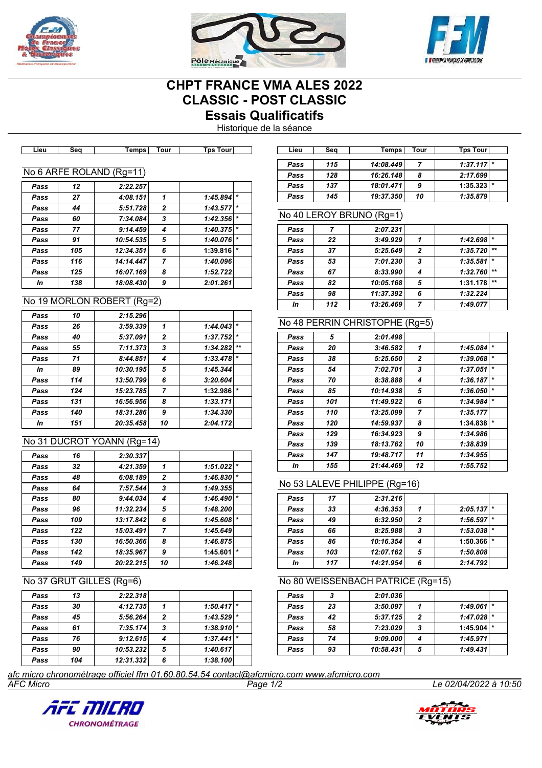# CHPT FRANCE VMA ALES 2022
# CLASSIC - POST CLASSIC
# Essais Qualificatifs

Historique de la séance

## No 6 ARFE ROLAND (Rg=11)

| Lieu | Seq | Temps | Tour | Tps Tour | |
|---|---|---|---|---|---|
| Pass | 12 | 2:22.257 | | | |
| Pass | 27 | 4:08.151 | 1 | 1:45.894 | * |
| Pass | 44 | 5:51.728 | 2 | 1:43.577 | * |
| Pass | 60 | 7:34.084 | 3 | 1:42.356 | * |
| Pass | 77 | 9:14.459 | 4 | 1:40.375 | * |
| Pass | 91 | 10:54.535 | 5 | 1:40.076 | * |
| Pass | 105 | 12:34.351 | 6 | 1:39.816 | * |
| Pass | 116 | 14:14.447 | 7 | 1:40.096 | |
| Pass | 125 | 16:07.169 | 8 | 1:52.722 | |
| In | 138 | 18:08.430 | 9 | 2:01.261 | |

## No 19 MORLON ROBERT (Rg=2)

| Lieu | Seq | Temps | Tour | Tps Tour | |
|---|---|---|---|---|---|
| Pass | 10 | 2:15.296 | | | |
| Pass | 26 | 3:59.339 | 1 | 1:44.043 | * |
| Pass | 40 | 5:37.091 | 2 | 1:37.752 | * |
| Pass | 55 | 7:11.373 | 3 | 1:34.282 | ** |
| Pass | 71 | 8:44.851 | 4 | 1:33.478 | * |
| In | 89 | 10:30.195 | 5 | 1:45.344 | |
| Pass | 114 | 13:50.799 | 6 | 3:20.604 | |
| Pass | 124 | 15:23.785 | 7 | 1:32.986 | * |
| Pass | 131 | 16:56.956 | 8 | 1:33.171 | |
| Pass | 140 | 18:31.286 | 9 | 1:34.330 | |
| In | 151 | 20:35.458 | 10 | 2:04.172 | |

## No 31 DUCROT YOANN (Rg=14)

| Lieu | Seq | Temps | Tour | Tps Tour | |
|---|---|---|---|---|---|
| Pass | 16 | 2:30.337 | | | |
| Pass | 32 | 4:21.359 | 1 | 1:51.022 | * |
| Pass | 48 | 6:08.189 | 2 | 1:46.830 | * |
| Pass | 64 | 7:57.544 | 3 | 1:49.355 | |
| Pass | 80 | 9:44.034 | 4 | 1:46.490 | * |
| Pass | 96 | 11:32.234 | 5 | 1:48.200 | |
| Pass | 109 | 13:17.842 | 6 | 1:45.608 | * |
| Pass | 122 | 15:03.491 | 7 | 1:45.649 | |
| Pass | 130 | 16:50.366 | 8 | 1:46.875 | |
| Pass | 142 | 18:35.967 | 9 | 1:45.601 | * |
| Pass | 149 | 20:22.215 | 10 | 1:46.248 | |

## No 37 GRUT GILLES (Rg=6)

| Lieu | Seq | Temps | Tour | Tps Tour | |
|---|---|---|---|---|---|
| Pass | 13 | 2:22.318 | | | |
| Pass | 30 | 4:12.735 | 1 | 1:50.417 | * |
| Pass | 45 | 5:56.264 | 2 | 1:43.529 | * |
| Pass | 61 | 7:35.174 | 3 | 1:38.910 | * |
| Pass | 76 | 9:12.615 | 4 | 1:37.441 | * |
| Pass | 90 | 10:53.232 | 5 | 1:40.617 | |
| Pass | 104 | 12:31.332 | 6 | 1:38.100 | |
| Pass | 115 | 14:08.449 | 7 | 1:37.117 | * |
| Pass | 128 | 16:26.148 | 8 | 2:17.699 | |
| Pass | 137 | 18:01.471 | 9 | 1:35.323 | * |
| Pass | 145 | 19:37.350 | 10 | 1:35.879 | |

## No 40 LEROY BRUNO (Rg=1)

| Lieu | Seq | Temps | Tour | Tps Tour | |
|---|---|---|---|---|---|
| Pass | 7 | 2:07.231 | | | |
| Pass | 22 | 3:49.929 | 1 | 1:42.698 | * |
| Pass | 37 | 5:25.649 | 2 | 1:35.720 | ** |
| Pass | 53 | 7:01.230 | 3 | 1:35.581 | * |
| Pass | 67 | 8:33.990 | 4 | 1:32.760 | ** |
| Pass | 82 | 10:05.168 | 5 | 1:31.178 | ** |
| Pass | 98 | 11:37.392 | 6 | 1:32.224 | |
| In | 112 | 13:26.469 | 7 | 1:49.077 | |

## No 48 PERRIN CHRISTOPHE (Rg=5)

| Lieu | Seq | Temps | Tour | Tps Tour | |
|---|---|---|---|---|---|
| Pass | 5 | 2:01.498 | | | |
| Pass | 20 | 3:46.582 | 1 | 1:45.084 | * |
| Pass | 38 | 5:25.650 | 2 | 1:39.068 | * |
| Pass | 54 | 7:02.701 | 3 | 1:37.051 | * |
| Pass | 70 | 8:38.888 | 4 | 1:36.187 | * |
| Pass | 85 | 10:14.938 | 5 | 1:36.050 | * |
| Pass | 101 | 11:49.922 | 6 | 1:34.984 | * |
| Pass | 110 | 13:25.099 | 7 | 1:35.177 | |
| Pass | 120 | 14:59.937 | 8 | 1:34.838 | * |
| Pass | 129 | 16:34.923 | 9 | 1:34.986 | |
| Pass | 139 | 18:13.762 | 10 | 1:38.839 | |
| Pass | 147 | 19:48.717 | 11 | 1:34.955 | |
| In | 155 | 21:44.469 | 12 | 1:55.752 | |

## No 53 LALEVE PHILIPPE (Rg=16)

| Lieu | Seq | Temps | Tour | Tps Tour | |
|---|---|---|---|---|---|
| Pass | 17 | 2:31.216 | | | |
| Pass | 33 | 4:36.353 | 1 | 2:05.137 | * |
| Pass | 49 | 6:32.950 | 2 | 1:56.597 | * |
| Pass | 66 | 8:25.988 | 3 | 1:53.038 | * |
| Pass | 86 | 10:16.354 | 4 | 1:50.366 | * |
| Pass | 103 | 12:07.162 | 5 | 1:50.808 | |
| In | 117 | 14:21.954 | 6 | 2:14.792 | |

## No 80 WEISSENBACH PATRICE (Rg=15)

| Lieu | Seq | Temps | Tour | Tps Tour | |
|---|---|---|---|---|---|
| Pass | 3 | 2:01.036 | | | |
| Pass | 23 | 3:50.097 | 1 | 1:49.061 | * |
| Pass | 42 | 5:37.125 | 2 | 1:47.028 | * |
| Pass | 58 | 7:23.029 | 3 | 1:45.904 | * |
| Pass | 74 | 9:09.000 | 4 | 1:45.971 | |
| Pass | 93 | 10:58.431 | 5 | 1:49.431 | |

*afc micro chronométrage officiel ffm 01.60.80.54.54 contact@afcmicro.com www.afcmicro.com*

*AFC Micro* — *Le 02/04/2022 à 10:50*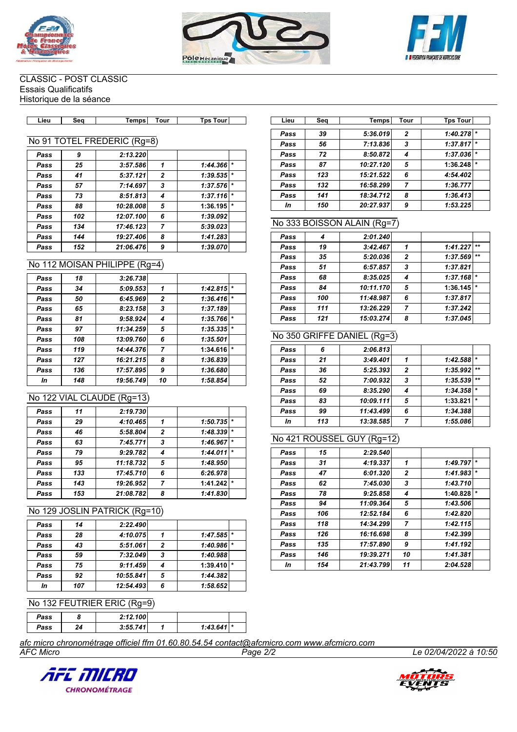CLASSIC - POST CLASSIC
Essais Qualificatifs
Historique de la séance

| Lieu | Seq | Temps | Tour | Tps Tour | |
|---|---|---|---|---|---|

## No 91 TOTEL FREDERIC (Rg=8)

| Lieu | Seq | Temps | Tour | Tps Tour | |
|---|---|---|---|---|---|
| Pass | 9 | 2:13.220 | | | |
| Pass | 25 | 3:57.586 | 1 | 1:44.366 | * |
| Pass | 41 | 5:37.121 | 2 | 1:39.535 | * |
| Pass | 57 | 7:14.697 | 3 | 1:37.576 | * |
| Pass | 73 | 8:51.813 | 4 | 1:37.116 | * |
| Pass | 88 | 10:28.008 | 5 | 1:36.195 | * |
| Pass | 102 | 12:07.100 | 6 | 1:39.092 | |
| Pass | 134 | 17:46.123 | 7 | 5:39.023 | |
| Pass | 144 | 19:27.406 | 8 | 1:41.283 | |
| Pass | 152 | 21:06.476 | 9 | 1:39.070 | |

## No 112 MOISAN PHILIPPE (Rg=4)

| Lieu | Seq | Temps | Tour | Tps Tour | |
|---|---|---|---|---|---|
| Pass | 18 | 3:26.738 | | | |
| Pass | 34 | 5:09.553 | 1 | 1:42.815 | * |
| Pass | 50 | 6:45.969 | 2 | 1:36.416 | * |
| Pass | 65 | 8:23.158 | 3 | 1:37.189 | |
| Pass | 81 | 9:58.924 | 4 | 1:35.766 | * |
| Pass | 97 | 11:34.259 | 5 | 1:35.335 | * |
| Pass | 108 | 13:09.760 | 6 | 1:35.501 | |
| Pass | 119 | 14:44.376 | 7 | 1:34.616 | * |
| Pass | 127 | 16:21.215 | 8 | 1:36.839 | |
| Pass | 136 | 17:57.895 | 9 | 1:36.680 | |
| In | 148 | 19:56.749 | 10 | 1:58.854 | |

## No 122 VIAL CLAUDE (Rg=13)

| Lieu | Seq | Temps | Tour | Tps Tour | |
|---|---|---|---|---|---|
| Pass | 11 | 2:19.730 | | | |
| Pass | 29 | 4:10.465 | 1 | 1:50.735 | * |
| Pass | 46 | 5:58.804 | 2 | 1:48.339 | * |
| Pass | 63 | 7:45.771 | 3 | 1:46.967 | * |
| Pass | 79 | 9:29.782 | 4 | 1:44.011 | * |
| Pass | 95 | 11:18.732 | 5 | 1:48.950 | |
| Pass | 133 | 17:45.710 | 6 | 6:26.978 | |
| Pass | 143 | 19:26.952 | 7 | 1:41.242 | * |
| Pass | 153 | 21:08.782 | 8 | 1:41.830 | |

## No 129 JOSLIN PATRICK (Rg=10)

| Lieu | Seq | Temps | Tour | Tps Tour | |
|---|---|---|---|---|---|
| Pass | 14 | 2:22.490 | | | |
| Pass | 28 | 4:10.075 | 1 | 1:47.585 | * |
| Pass | 43 | 5:51.061 | 2 | 1:40.986 | * |
| Pass | 59 | 7:32.049 | 3 | 1:40.988 | |
| Pass | 75 | 9:11.459 | 4 | 1:39.410 | * |
| Pass | 92 | 10:55.841 | 5 | 1:44.382 | |
| In | 107 | 12:54.493 | 6 | 1:58.652 | |

## No 132 FEUTRIER ERIC (Rg=9)

| Lieu | Seq | Temps | Tour | Tps Tour | |
|---|---|---|---|---|---|
| Pass | 8 | 2:12.100 | | | |
| Pass | 24 | 3:55.741 | 1 | 1:43.641 | * |
| Pass | 39 | 5:36.019 | 2 | 1:40.278 | * |
| Pass | 56 | 7:13.836 | 3 | 1:37.817 | * |
| Pass | 72 | 8:50.872 | 4 | 1:37.036 | * |
| Pass | 87 | 10:27.120 | 5 | 1:36.248 | * |
| Pass | 123 | 15:21.522 | 6 | 4:54.402 | |
| Pass | 132 | 16:58.299 | 7 | 1:36.777 | |
| Pass | 141 | 18:34.712 | 8 | 1:36.413 | |
| In | 150 | 20:27.937 | 9 | 1:53.225 | |

## No 333 BOISSON ALAIN (Rg=7)

| Lieu | Seq | Temps | Tour | Tps Tour | |
|---|---|---|---|---|---|
| Pass | 4 | 2:01.240 | | | |
| Pass | 19 | 3:42.467 | 1 | 1:41.227 | ** |
| Pass | 35 | 5:20.036 | 2 | 1:37.569 | ** |
| Pass | 51 | 6:57.857 | 3 | 1:37.821 | |
| Pass | 68 | 8:35.025 | 4 | 1:37.168 | * |
| Pass | 84 | 10:11.170 | 5 | 1:36.145 | * |
| Pass | 100 | 11:48.987 | 6 | 1:37.817 | |
| Pass | 111 | 13:26.229 | 7 | 1:37.242 | |
| Pass | 121 | 15:03.274 | 8 | 1:37.045 | |

## No 350 GRIFFE DANIEL (Rg=3)

| Lieu | Seq | Temps | Tour | Tps Tour | |
|---|---|---|---|---|---|
| Pass | 6 | 2:06.813 | | | |
| Pass | 21 | 3:49.401 | 1 | 1:42.588 | * |
| Pass | 36 | 5:25.393 | 2 | 1:35.992 | ** |
| Pass | 52 | 7:00.932 | 3 | 1:35.539 | ** |
| Pass | 69 | 8:35.290 | 4 | 1:34.358 | * |
| Pass | 83 | 10:09.111 | 5 | 1:33.821 | * |
| Pass | 99 | 11:43.499 | 6 | 1:34.388 | |
| In | 113 | 13:38.585 | 7 | 1:55.086 | |

## No 421 ROUSSEL GUY (Rg=12)

| Lieu | Seq | Temps | Tour | Tps Tour | |
|---|---|---|---|---|---|
| Pass | 15 | 2:29.540 | | | |
| Pass | 31 | 4:19.337 | 1 | 1:49.797 | * |
| Pass | 47 | 6:01.320 | 2 | 1:41.983 | * |
| Pass | 62 | 7:45.030 | 3 | 1:43.710 | |
| Pass | 78 | 9:25.858 | 4 | 1:40.828 | * |
| Pass | 94 | 11:09.364 | 5 | 1:43.506 | |
| Pass | 106 | 12:52.184 | 6 | 1:42.820 | |
| Pass | 118 | 14:34.299 | 7 | 1:42.115 | |
| Pass | 126 | 16:16.698 | 8 | 1:42.399 | |
| Pass | 135 | 17:57.890 | 9 | 1:41.192 | |
| Pass | 146 | 19:39.271 | 10 | 1:41.381 | |
| In | 154 | 21:43.799 | 11 | 2:04.528 | |

*afc micro chronométrage officiel ffm 01.60.80.54.54 contact@afcmicro.com www.afcmicro.com*

AFC Micro — Le 02/04/2022 à 10:50